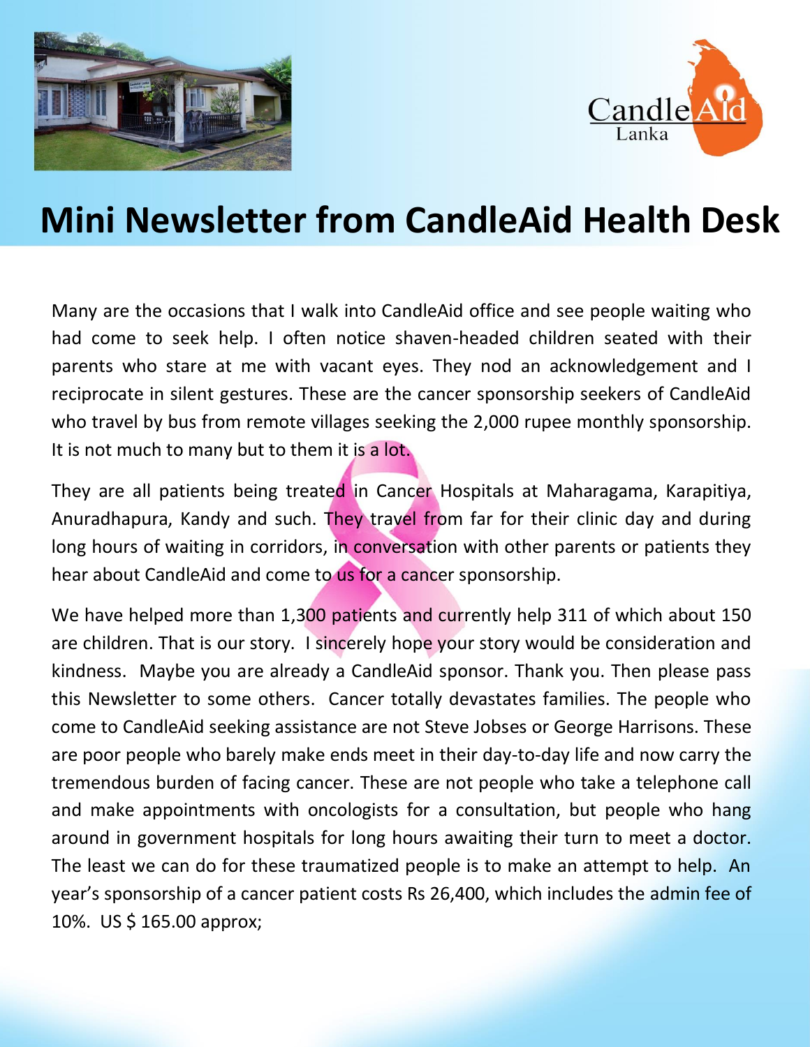# Mini Newsletter from CandleAid Health Desk

Many are the occasions that I walk into CandleAid office and see people waiting who had come to seek help. I often notice shaven-headed children seated with their parents who stare at me with vacant eyes. They nod an acknowledgement and I reciprocate in silent gestures. These are the cancer sponsorship seekers of CandleAid who travel by bus from remote villages seeking the 2,000 rupee monthly sponsorship. It is not much to many but to them it is a lot.

They are all patients being treated in Cancer Hospitals at Maharagama, Karapitiya, Anuradhapura, Kandy and such. They travel from far for their clinic day and during long hours of waiting in corridors, in conversation with other parents or patients they hear about CandleAid and come to us for a cancer sponsorship.

We have helped more than 1,300 patients and currently help 311 of which about 150 are children. That is our story. I sincerely hope your story would be consideration and kindness. Maybe you are already a CandleAid sponsor. Thank you. Then please pass this Newsletter to some others. Cancer totally devastates families. The people who come to CandleAid seeking assistance are not Steve Jobses or George Harrisons. These are poor people who barely make ends meet in their day-to-day life and now carry the tremendous burden of facing cancer. These are not people who take a telephone call and make appointments with oncologists for a consultation, but people who hang around in government hospitals for long hours awaiting their turn to meet a doctor. The least we can do for these traumatized people is to make an attempt to help. An year's sponsorship of a cancer patient costs Rs 26,400, which includes the admin fee of 10%. US $ 165.00 approx;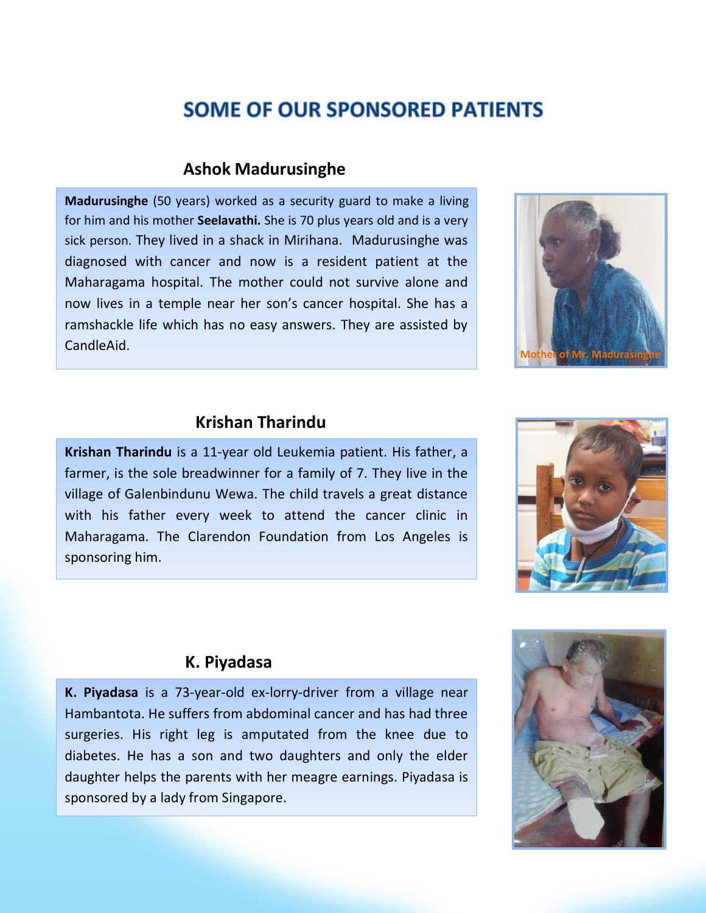# SOME OF OUR SPONSORED PATIENTS

## Ashok Madurusinghe

**Madurusinghe** (50 years) worked as a security guard to make a living for him and his mother **Seelavathi.** She is 70 plus years old and is a very sick person. They lived in a shack in Mirihana. Madurusinghe was diagnosed with cancer and now is a resident patient at the Maharagama hospital. The mother could not survive alone and now lives in a temple near her son's cancer hospital. She has a ramshackle life which has no easy answers. They are assisted by CandleAid.

Mother of Mr. Madurasinghe

## Krishan Tharindu

**Krishan Tharindu** is a 11-year old Leukemia patient. His father, a farmer, is the sole breadwinner for a family of 7. They live in the village of Galenbindunu Wewa. The child travels a great distance with his father every week to attend the cancer clinic in Maharagama. The Clarendon Foundation from Los Angeles is sponsoring him.

## K. Piyadasa

**K. Piyadasa** is a 73-year-old ex-lorry-driver from a village near Hambantota. He suffers from abdominal cancer and has had three surgeries. His right leg is amputated from the knee due to diabetes. He has a son and two daughters and only the elder daughter helps the parents with her meagre earnings. Piyadasa is sponsored by a lady from Singapore.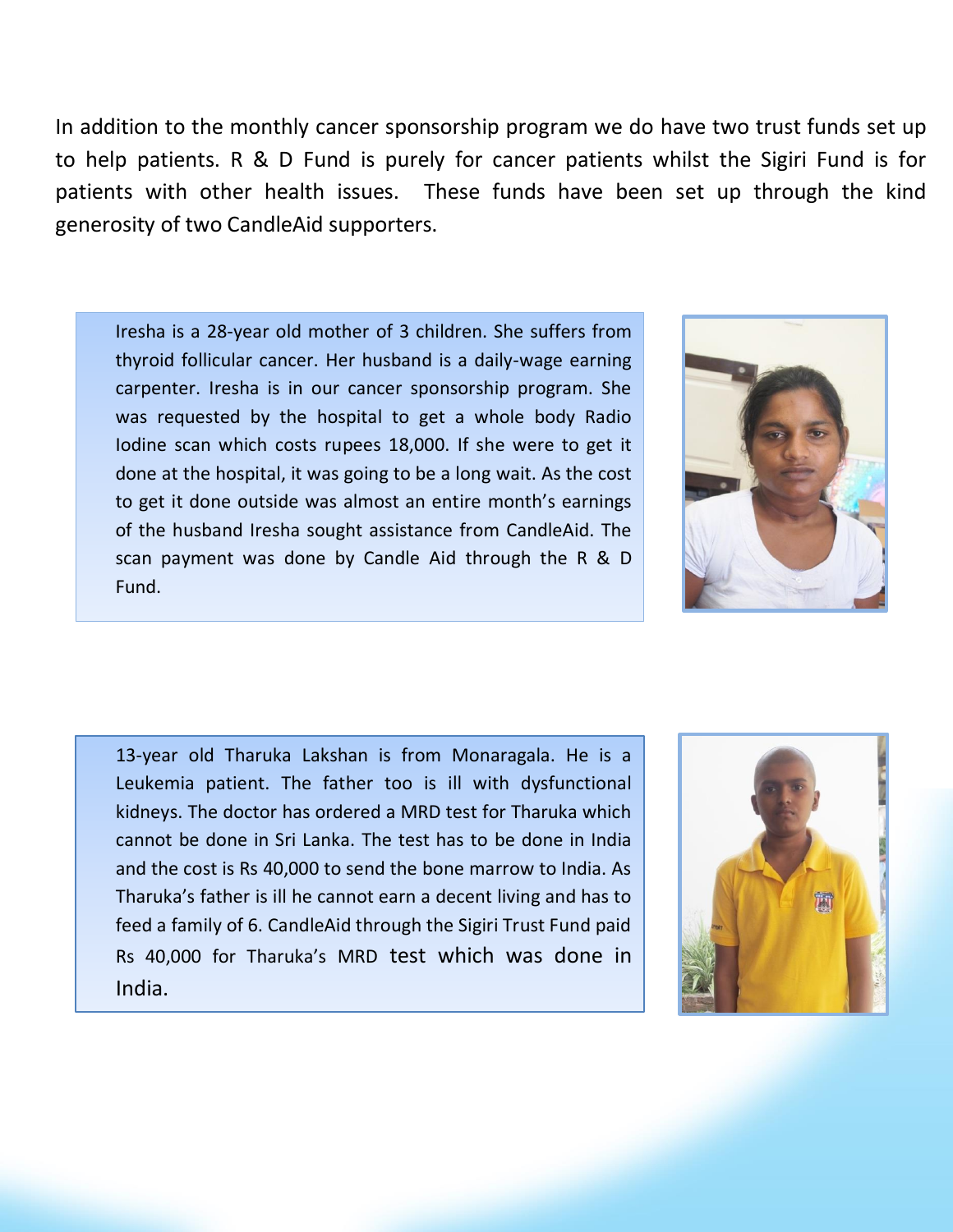In addition to the monthly cancer sponsorship program we do have two trust funds set up to help patients. R & D Fund is purely for cancer patients whilst the Sigiri Fund is for patients with other health issues. These funds have been set up through the kind generosity of two CandleAid supporters.

Iresha is a 28-year old mother of 3 children. She suffers from thyroid follicular cancer. Her husband is a daily-wage earning carpenter. Iresha is in our cancer sponsorship program. She was requested by the hospital to get a whole body Radio Iodine scan which costs rupees 18,000. If she were to get it done at the hospital, it was going to be a long wait. As the cost to get it done outside was almost an entire month's earnings of the husband Iresha sought assistance from CandleAid. The scan payment was done by Candle Aid through the R & D Fund.

13-year old Tharuka Lakshan is from Monaragala. He is a Leukemia patient. The father too is ill with dysfunctional kidneys. The doctor has ordered a MRD test for Tharuka which cannot be done in Sri Lanka. The test has to be done in India and the cost is Rs 40,000 to send the bone marrow to India. As Tharuka's father is ill he cannot earn a decent living and has to feed a family of 6. CandleAid through the Sigiri Trust Fund paid Rs 40,000 for Tharuka's MRD test which was done in India.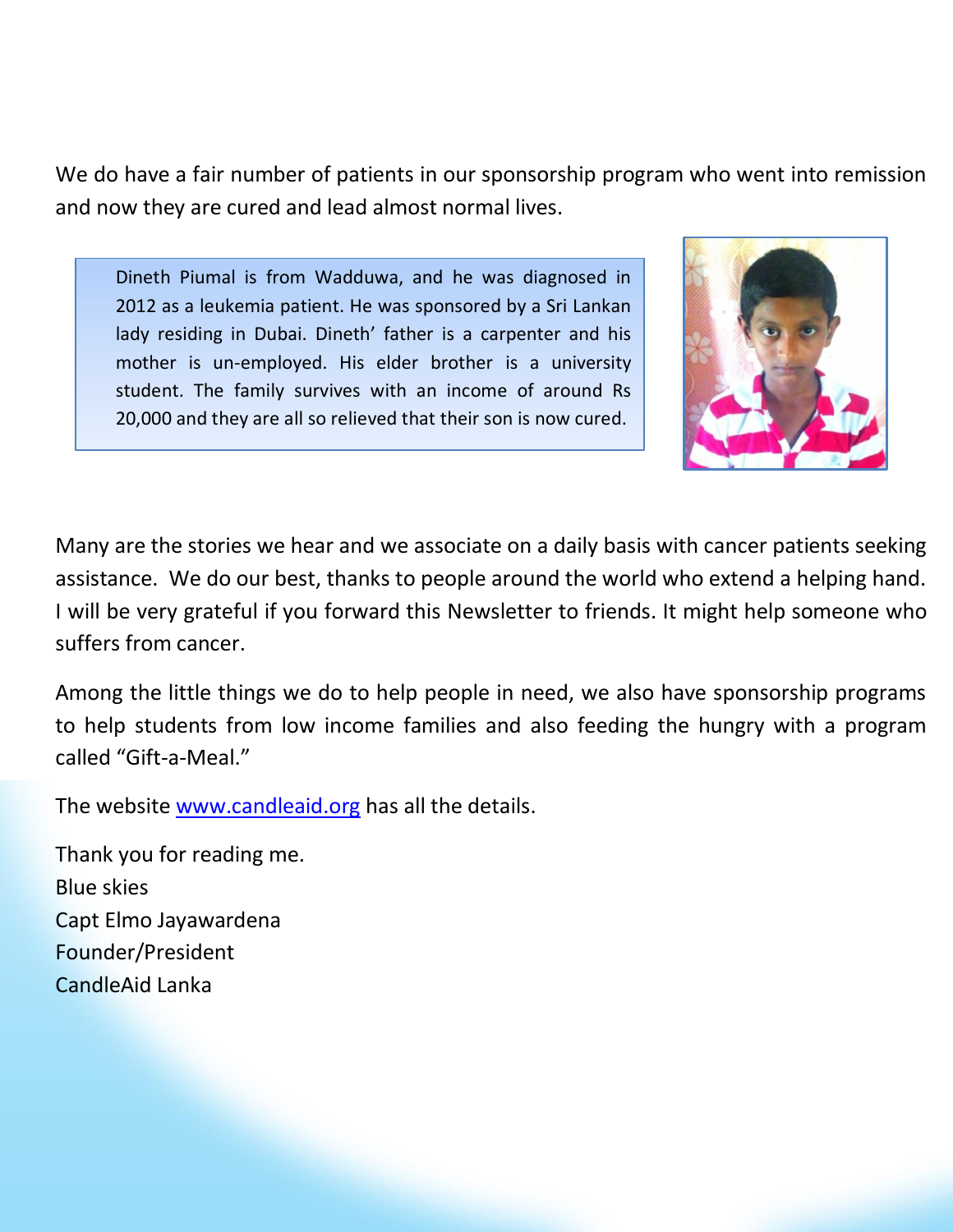We do have a fair number of patients in our sponsorship program who went into remission and now they are cured and lead almost normal lives.

> Dineth Piumal is from Wadduwa, and he was diagnosed in 2012 as a leukemia patient. He was sponsored by a Sri Lankan lady residing in Dubai. Dineth' father is a carpenter and his mother is un-employed. His elder brother is a university student. The family survives with an income of around Rs 20,000 and they are all so relieved that their son is now cured.

Many are the stories we hear and we associate on a daily basis with cancer patients seeking assistance. We do our best, thanks to people around the world who extend a helping hand. I will be very grateful if you forward this Newsletter to friends. It might help someone who suffers from cancer.

Among the little things we do to help people in need, we also have sponsorship programs to help students from low income families and also feeding the hungry with a program called "Gift-a-Meal."

The website [www.candleaid.org](http://www.candleaid.org) has all the details.

Thank you for reading me.
Blue skies
Capt Elmo Jayawardena
Founder/President
CandleAid Lanka